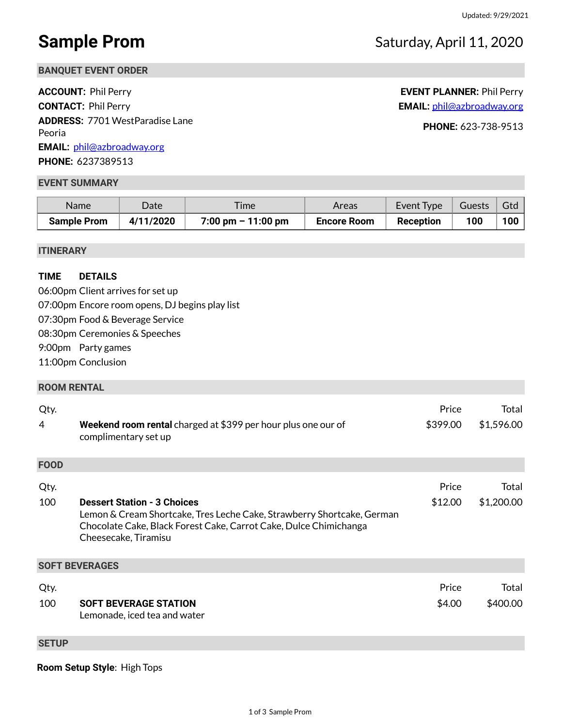Updated: 9/29/2021

# Sample Prom

Saturday, April 11, 2020

## BANQUET EVENT ORDER

**ACCOUNT:** Phil Perry
**CONTACT:** Phil Perry
**ADDRESS:** 7701 WestParadise Lane
Peoria
**EMAIL:** phil@azbroadway.org
**PHONE:** 6237389513

**EVENT PLANNER:** Phil Perry
**EMAIL:** phil@azbroadway.org
**PHONE:** 623-738-9513

## EVENT SUMMARY

| Name | Date | Time | Areas | Event Type | Guests | Gtd |
|---|---|---|---|---|---|---|
| **Sample Prom** | **4/11/2020** | **7:00 pm – 11:00 pm** | **Encore Room** | **Reception** | **100** | **100** |

## ITINERARY

**TIME DETAILS**

06:00pm Client arrives for set up
07:00pm Encore room opens, DJ begins play list
07:30pm Food & Beverage Service
08:30pm Ceremonies & Speeches
9:00pm Party games
11:00pm Conclusion

## ROOM RENTAL

| Qty. | | Price | Total |
|---|---|---|---|
| 4 | **Weekend room rental** charged at $399 per hour plus one our of complimentary set up | $399.00 | $1,596.00 |

## FOOD

| Qty. | | Price | Total |
|---|---|---|---|
| 100 | **Dessert Station - 3 Choices**<br>Lemon & Cream Shortcake, Tres Leche Cake, Strawberry Shortcake, German Chocolate Cake, Black Forest Cake, Carrot Cake, Dulce Chimichanga Cheesecake, Tiramisu | $12.00 | $1,200.00 |

## SOFT BEVERAGES

| Qty. | | Price | Total |
|---|---|---|---|
| 100 | **SOFT BEVERAGE STATION**<br>Lemonade, iced tea and water | $4.00 | $400.00 |

## SETUP

**Room Setup Style**: High Tops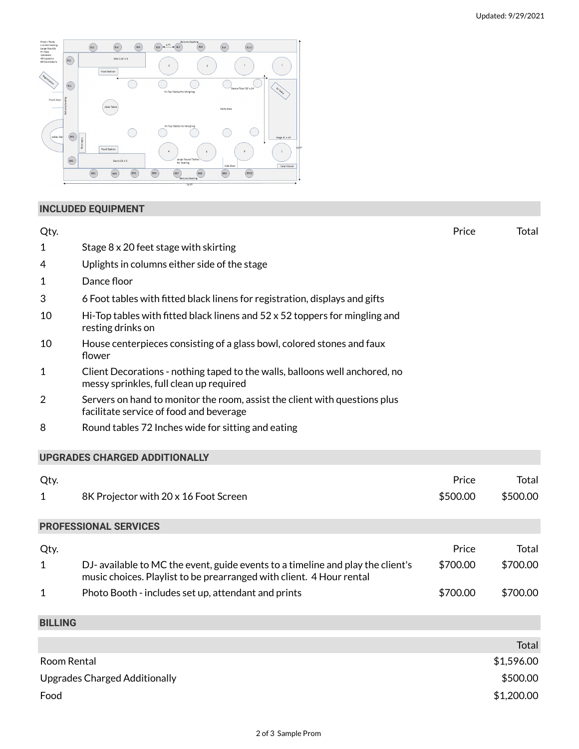Updated: 9/29/2021

## INCLUDED EQUIPMENT

| Qty. | | Price | Total |
|---|---|---|---|
| 1 | Stage 8 x 20 feet stage with skirting | | |
| 4 | Uplights in columns either side of the stage | | |
| 1 | Dance floor | | |
| 3 | 6 Foot tables with fitted black linens for registration, displays and gifts | | |
| 10 | Hi-Top tables with fitted black linens and 52 x 52 toppers for mingling and resting drinks on | | |
| 10 | House centerpieces consisting of a glass bowl, colored stones and faux flower | | |
| 1 | Client Decorations - nothing taped to the walls, balloons well anchored, no messy sprinkles, full clean up required | | |
| 2 | Servers on hand to monitor the room, assist the client with questions plus facilitate service of food and beverage | | |
| 8 | Round tables 72 Inches wide for sitting and eating | | |

## UPGRADES CHARGED ADDITIONALLY

| Qty. | | Price | Total |
|---|---|---|---|
| 1 | 8K Projector with 20 x 16 Foot Screen | $500.00 | $500.00 |

## PROFESSIONAL SERVICES

| Qty. | | Price | Total |
|---|---|---|---|
| 1 | DJ- available to MC the event, guide events to a timeline and play the client's music choices. Playlist to be prearranged with client. 4 Hour rental | $700.00 | $700.00 |
| 1 | Photo Booth - includes set up, attendant and prints | $700.00 | $700.00 |

## BILLING

| | Total |
|---|---|
| Room Rental | $1,596.00 |
| Upgrades Charged Additionally | $500.00 |
| Food | $1,200.00 |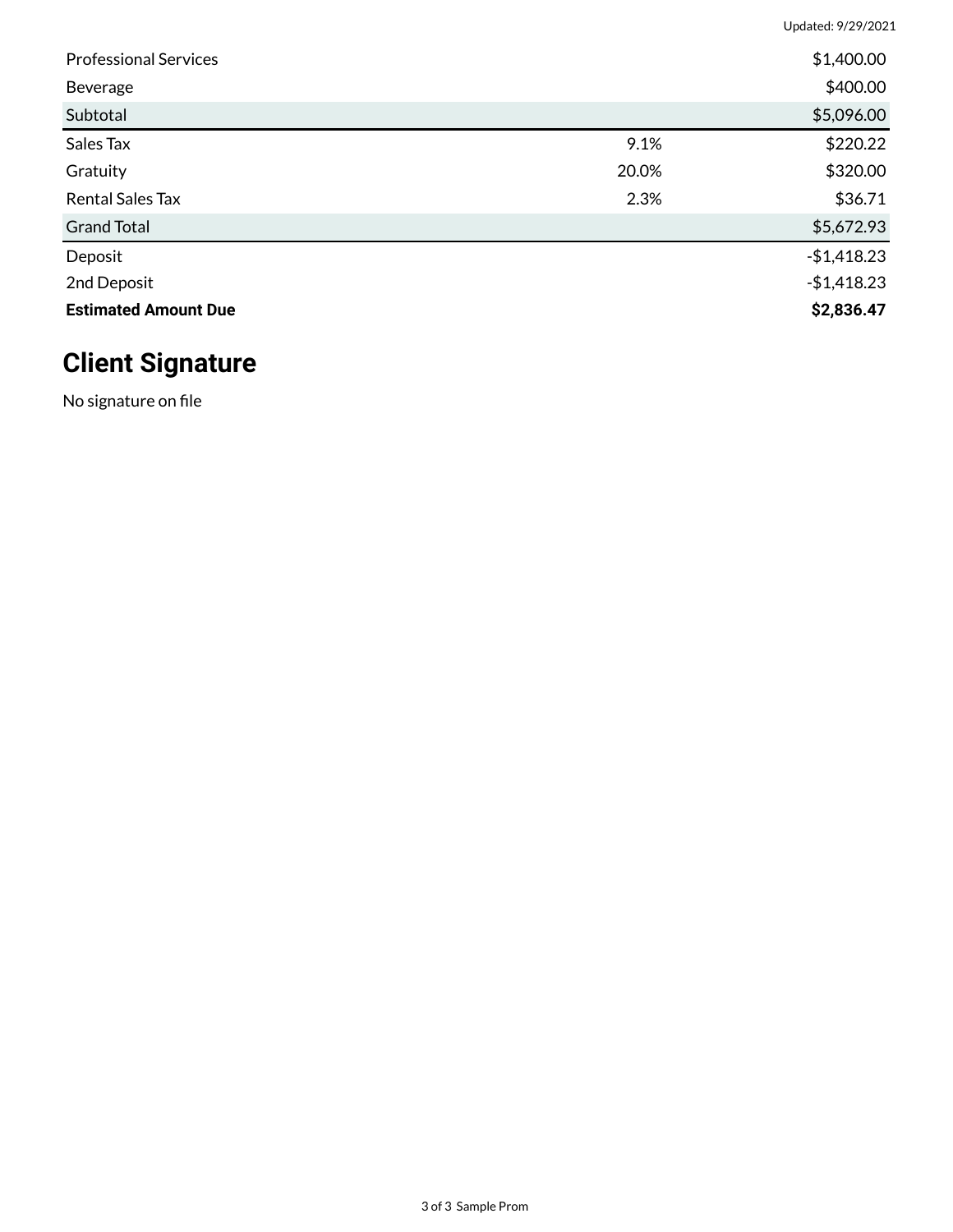Updated: 9/29/2021

| | | |
|---|---|---|
| Professional Services | | $1,400.00 |
| Beverage | | $400.00 |
| Subtotal | | $5,096.00 |
| Sales Tax | 9.1% | $220.22 |
| Gratuity | 20.0% | $320.00 |
| Rental Sales Tax | 2.3% | $36.71 |
| Grand Total | | $5,672.93 |
| Deposit | | -$1,418.23 |
| 2nd Deposit | | -$1,418.23 |
| **Estimated Amount Due** | | **$2,836.47** |

## Client Signature

No signature on file